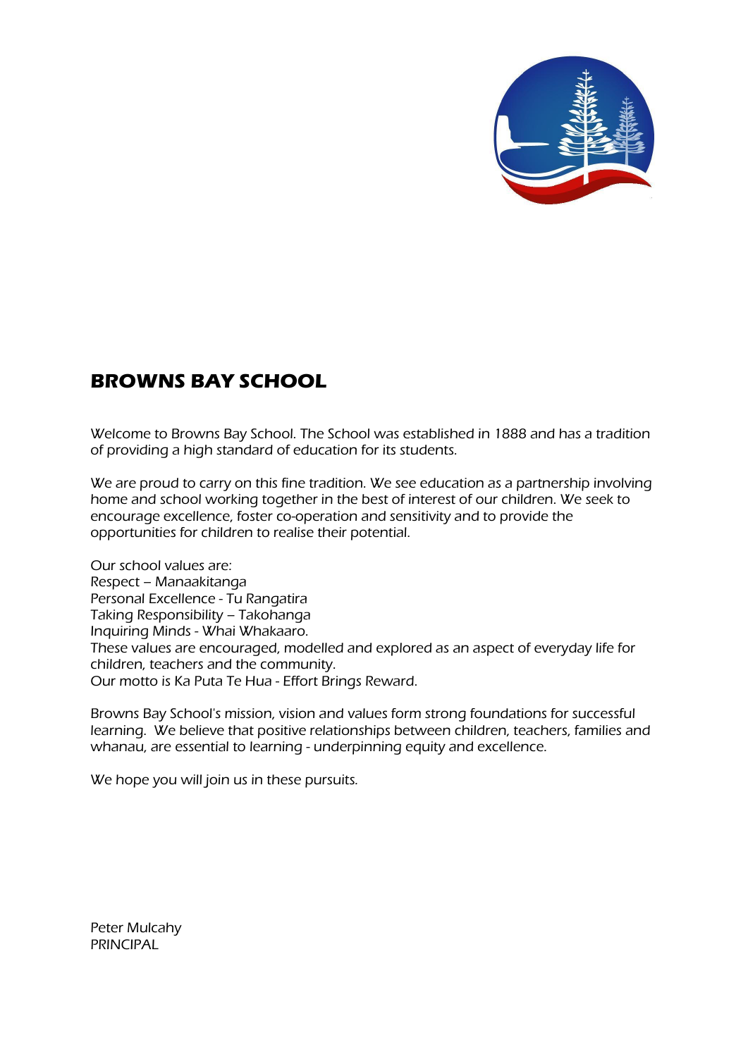# BROWNS BAY SCHOOL

Welcome to Browns Bay School. The School was established in 1888 and has a tradition of providing a high standard of education for its students.

We are proud to carry on this fine tradition. We see education as a partnership involving home and school working together in the best of interest of our children. We seek to encourage excellence, foster co-operation and sensitivity and to provide the opportunities for children to realise their potential.

Our school values are:
Respect – Manaakitanga
Personal Excellence - Tu Rangatira
Taking Responsibility – Takohanga
Inquiring Minds - Whai Whakaaro.
These values are encouraged, modelled and explored as an aspect of everyday life for children, teachers and the community.
Our motto is Ka Puta Te Hua - Effort Brings Reward.

Browns Bay School's mission, vision and values form strong foundations for successful learning. We believe that positive relationships between children, teachers, families and whanau, are essential to learning - underpinning equity and excellence.

We hope you will join us in these pursuits.

Peter Mulcahy
PRINCIPAL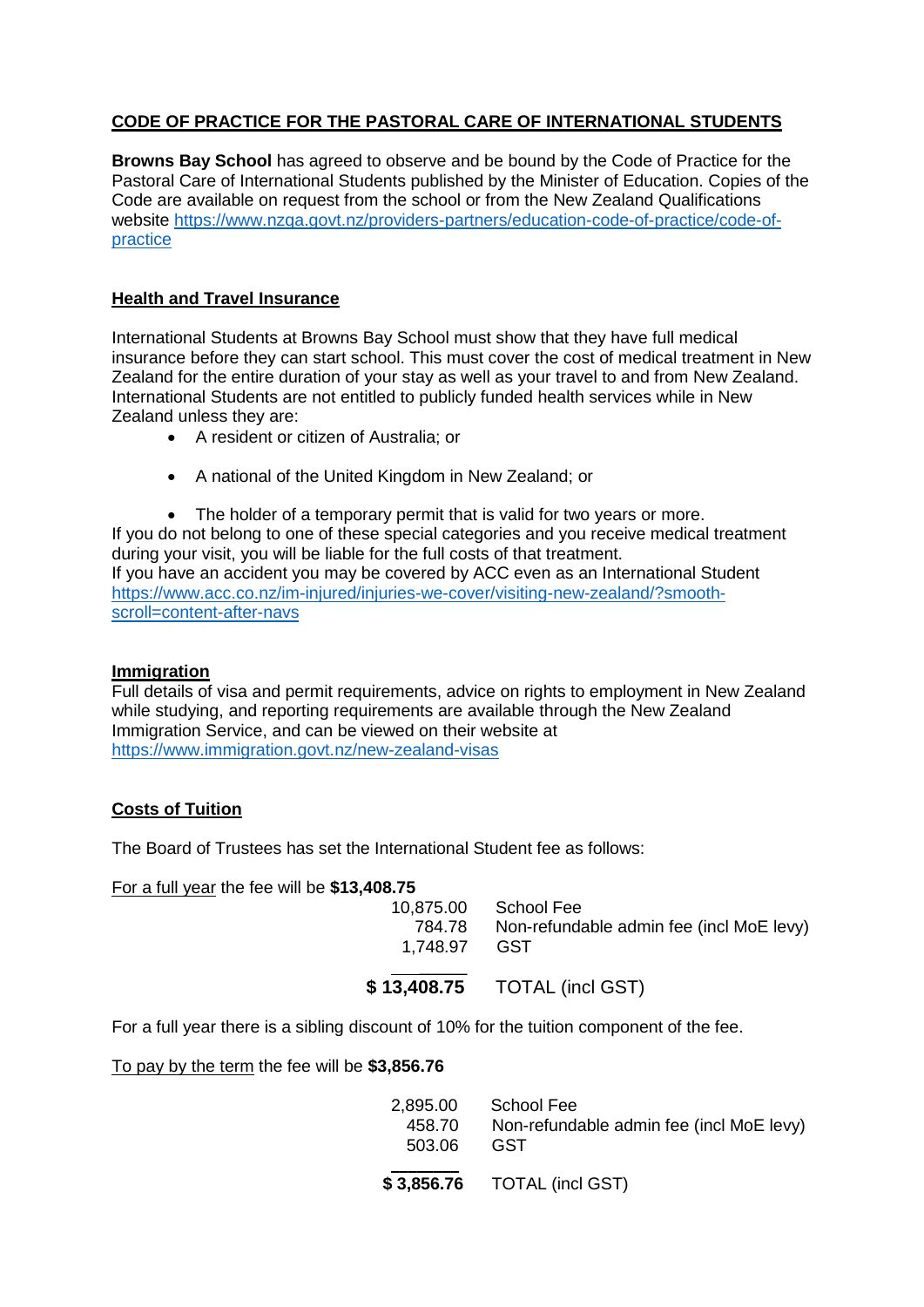## CODE OF PRACTICE FOR THE PASTORAL CARE OF INTERNATIONAL STUDENTS

**Browns Bay School** has agreed to observe and be bound by the Code of Practice for the Pastoral Care of International Students published by the Minister of Education. Copies of the Code are available on request from the school or from the New Zealand Qualifications website https://www.nzqa.govt.nz/providers-partners/education-code-of-practice/code-of-practice

### Health and Travel Insurance

International Students at Browns Bay School must show that they have full medical insurance before they can start school. This must cover the cost of medical treatment in New Zealand for the entire duration of your stay as well as your travel to and from New Zealand. International Students are not entitled to publicly funded health services while in New Zealand unless they are:

- A resident or citizen of Australia; or
- A national of the United Kingdom in New Zealand; or
- The holder of a temporary permit that is valid for two years or more.

If you do not belong to one of these special categories and you receive medical treatment during your visit, you will be liable for the full costs of that treatment.
If you have an accident you may be covered by ACC even as an International Student https://www.acc.co.nz/im-injured/injuries-we-cover/visiting-new-zealand/?smooth-scroll=content-after-navs

### Immigration

Full details of visa and permit requirements, advice on rights to employment in New Zealand while studying, and reporting requirements are available through the New Zealand Immigration Service, and can be viewed on their website at https://www.immigration.govt.nz/new-zealand-visas

### Costs of Tuition

The Board of Trustees has set the International Student fee as follows:

For a full year the fee will be **$13,408.75**

| Amount | Item |
|---:|---|
| 10,875.00 | School Fee |
| 784.78 | Non-refundable admin fee (incl MoE levy) |
| 1,748.97 | GST |
| **$ 13,408.75** | TOTAL (incl GST) |

For a full year there is a sibling discount of 10% for the tuition component of the fee.

To pay by the term the fee will be **$3,856.76**

| Amount | Item |
|---:|---|
| 2,895.00 | School Fee |
| 458.70 | Non-refundable admin fee (incl MoE levy) |
| 503.06 | GST |
| **$ 3,856.76** | TOTAL (incl GST) |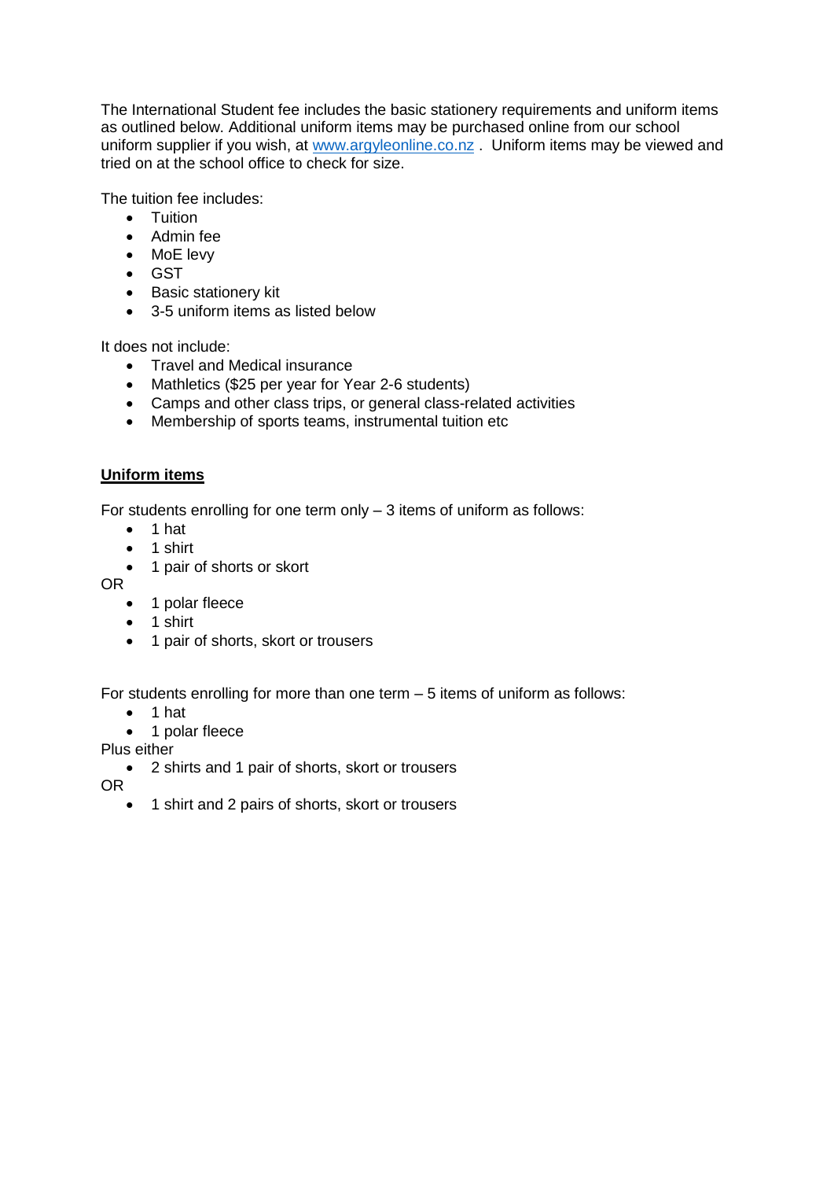The International Student fee includes the basic stationery requirements and uniform items as outlined below. Additional uniform items may be purchased online from our school uniform supplier if you wish, at [www.argyleonline.co.nz](http://www.argyleonline.co.nz) . Uniform items may be viewed and tried on at the school office to check for size.

The tuition fee includes:

- Tuition
- Admin fee
- MoE levy
- GST
- Basic stationery kit
- 3-5 uniform items as listed below

It does not include:

- Travel and Medical insurance
- Mathletics ($25 per year for Year 2-6 students)
- Camps and other class trips, or general class-related activities
- Membership of sports teams, instrumental tuition etc

**<u>Uniform items</u>**

For students enrolling for one term only – 3 items of uniform as follows:

- 1 hat
- 1 shirt
- 1 pair of shorts or skort

OR

- 1 polar fleece
- 1 shirt
- 1 pair of shorts, skort or trousers

For students enrolling for more than one term – 5 items of uniform as follows:

- 1 hat
- 1 polar fleece

Plus either

- 2 shirts and 1 pair of shorts, skort or trousers

OR

- 1 shirt and 2 pairs of shorts, skort or trousers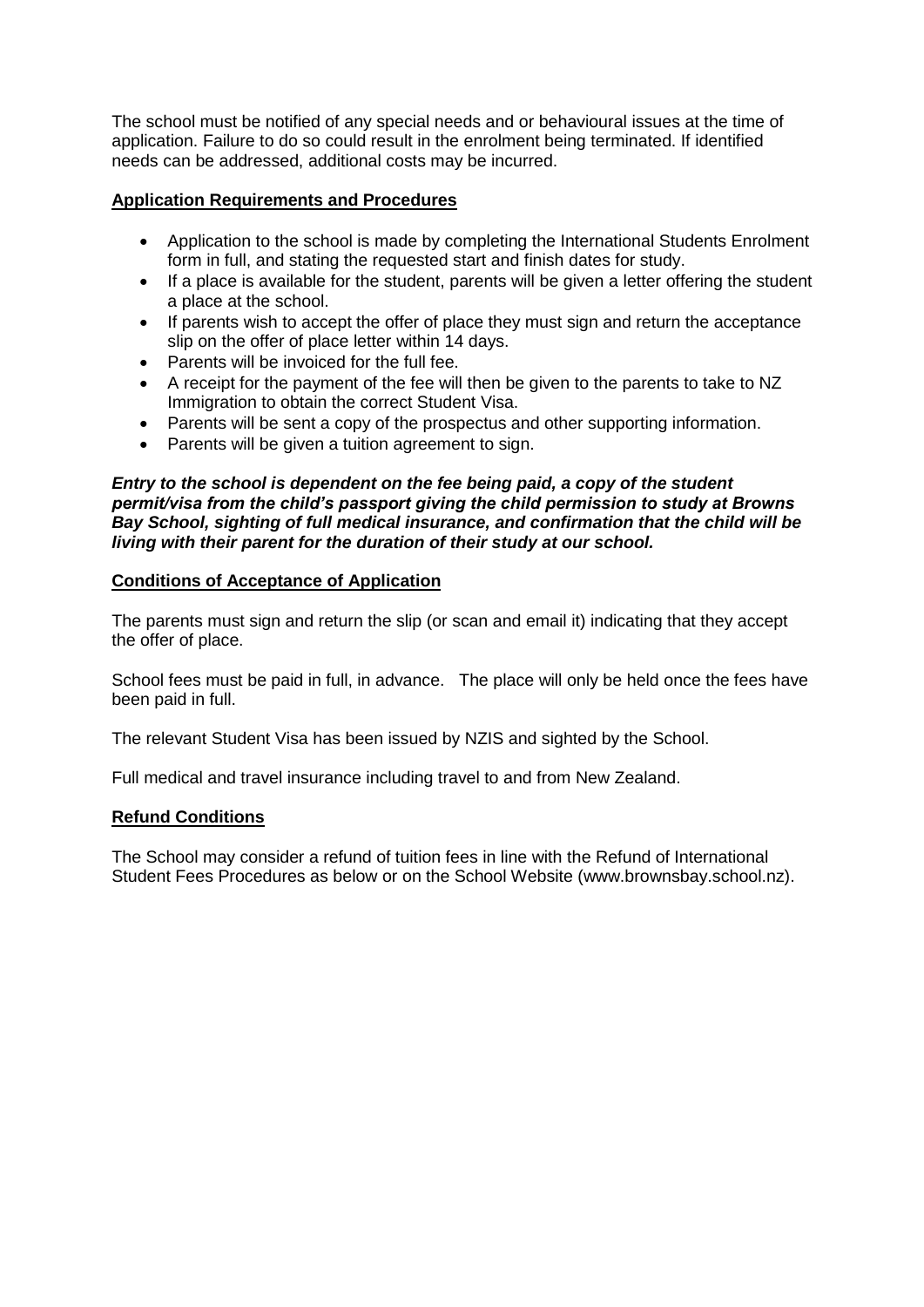The school must be notified of any special needs and or behavioural issues at the time of application. Failure to do so could result in the enrolment being terminated. If identified needs can be addressed, additional costs may be incurred.

## Application Requirements and Procedures

- Application to the school is made by completing the International Students Enrolment form in full, and stating the requested start and finish dates for study.
- If a place is available for the student, parents will be given a letter offering the student a place at the school.
- If parents wish to accept the offer of place they must sign and return the acceptance slip on the offer of place letter within 14 days.
- Parents will be invoiced for the full fee.
- A receipt for the payment of the fee will then be given to the parents to take to NZ Immigration to obtain the correct Student Visa.
- Parents will be sent a copy of the prospectus and other supporting information.
- Parents will be given a tuition agreement to sign.

***Entry to the school is dependent on the fee being paid, a copy of the student permit/visa from the child's passport giving the child permission to study at Browns Bay School, sighting of full medical insurance, and confirmation that the child will be living with their parent for the duration of their study at our school.***

## Conditions of Acceptance of Application

The parents must sign and return the slip (or scan and email it) indicating that they accept the offer of place.

School fees must be paid in full, in advance. The place will only be held once the fees have been paid in full.

The relevant Student Visa has been issued by NZIS and sighted by the School.

Full medical and travel insurance including travel to and from New Zealand.

## Refund Conditions

The School may consider a refund of tuition fees in line with the Refund of International Student Fees Procedures as below or on the School Website (www.brownsbay.school.nz).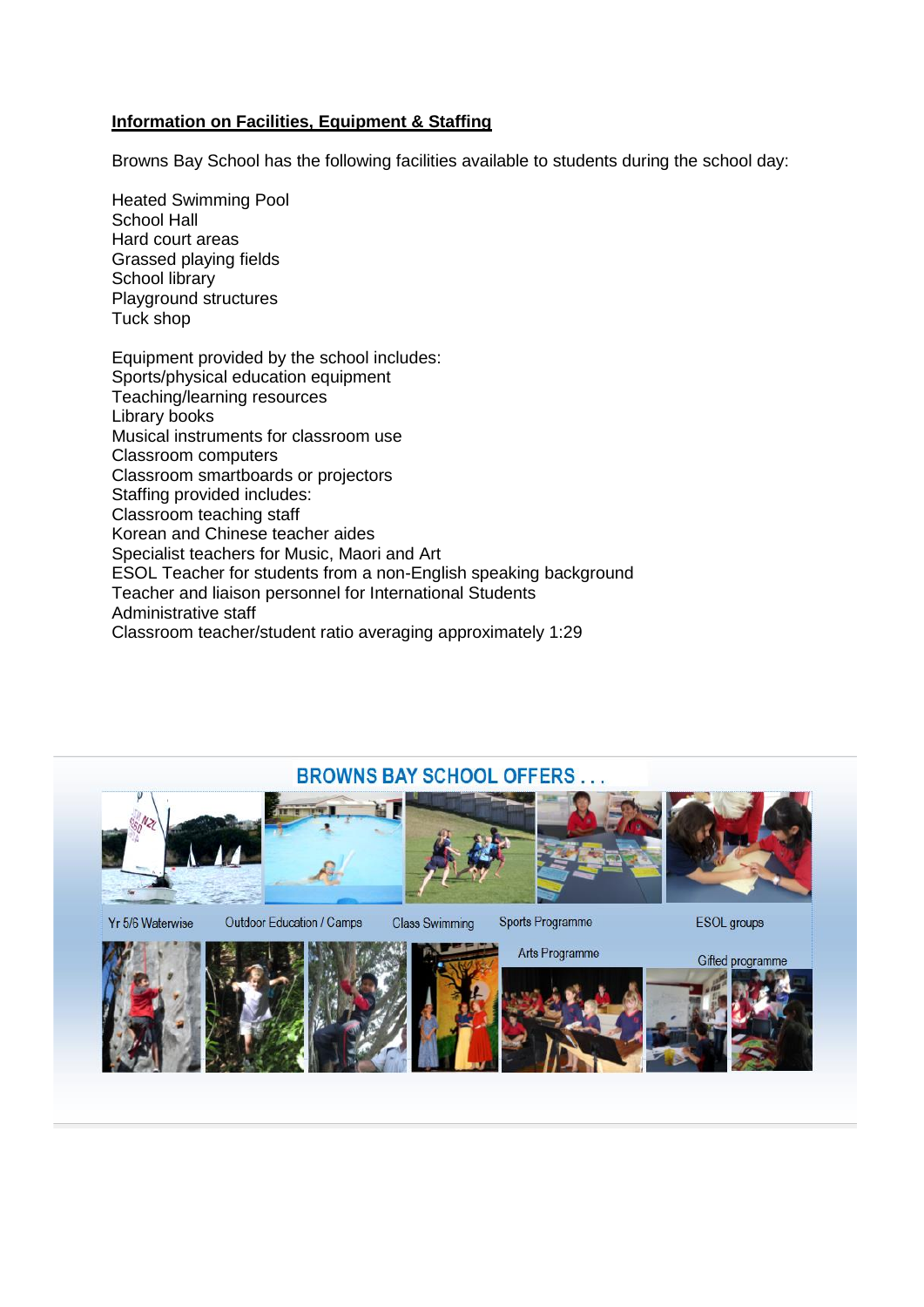**Information on Facilities, Equipment & Staffing**

Browns Bay School has the following facilities available to students during the school day:

Heated Swimming Pool
School Hall
Hard court areas
Grassed playing fields
School library
Playground structures
Tuck shop

Equipment provided by the school includes:
Sports/physical education equipment
Teaching/learning resources
Library books
Musical instruments for classroom use
Classroom computers
Classroom smartboards or projectors
Staffing provided includes:
Classroom teaching staff
Korean and Chinese teacher aides
Specialist teachers for Music, Maori and Art
ESOL Teacher for students from a non-English speaking background
Teacher and liaison personnel for International Students
Administrative staff
Classroom teacher/student ratio averaging approximately 1:29

BROWNS BAY SCHOOL OFFERS . . .

Yr 5/6 Waterwise
Outdoor Education / Camps
Class Swimming
Sports Programme
ESOL groups
Arts Programme
Gifted programme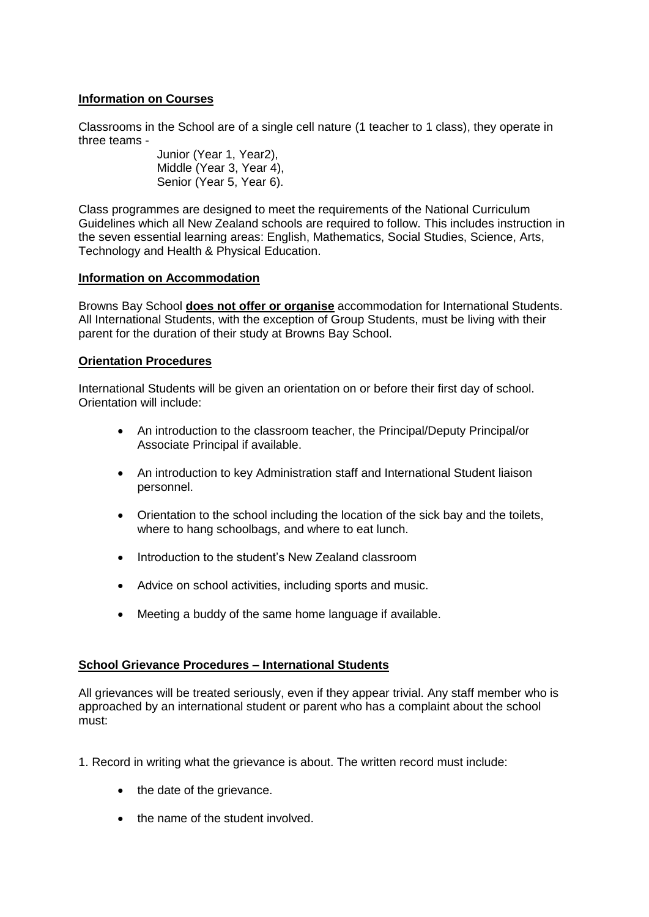**Information on Courses**

Classrooms in the School are of a single cell nature (1 teacher to 1 class), they operate in three teams -

Junior (Year 1, Year2),
Middle (Year 3, Year 4),
Senior (Year 5, Year 6).

Class programmes are designed to meet the requirements of the National Curriculum Guidelines which all New Zealand schools are required to follow. This includes instruction in the seven essential learning areas: English, Mathematics, Social Studies, Science, Arts, Technology and Health & Physical Education.

**Information on Accommodation**

Browns Bay School **does not offer or organise** accommodation for International Students. All International Students, with the exception of Group Students, must be living with their parent for the duration of their study at Browns Bay School.

**Orientation Procedures**

International Students will be given an orientation on or before their first day of school. Orientation will include:

- An introduction to the classroom teacher, the Principal/Deputy Principal/or Associate Principal if available.
- An introduction to key Administration staff and International Student liaison personnel.
- Orientation to the school including the location of the sick bay and the toilets, where to hang schoolbags, and where to eat lunch.
- Introduction to the student's New Zealand classroom
- Advice on school activities, including sports and music.
- Meeting a buddy of the same home language if available.

**School Grievance Procedures – International Students**

All grievances will be treated seriously, even if they appear trivial. Any staff member who is approached by an international student or parent who has a complaint about the school must:

1. Record in writing what the grievance is about. The written record must include:

- the date of the grievance.
- the name of the student involved.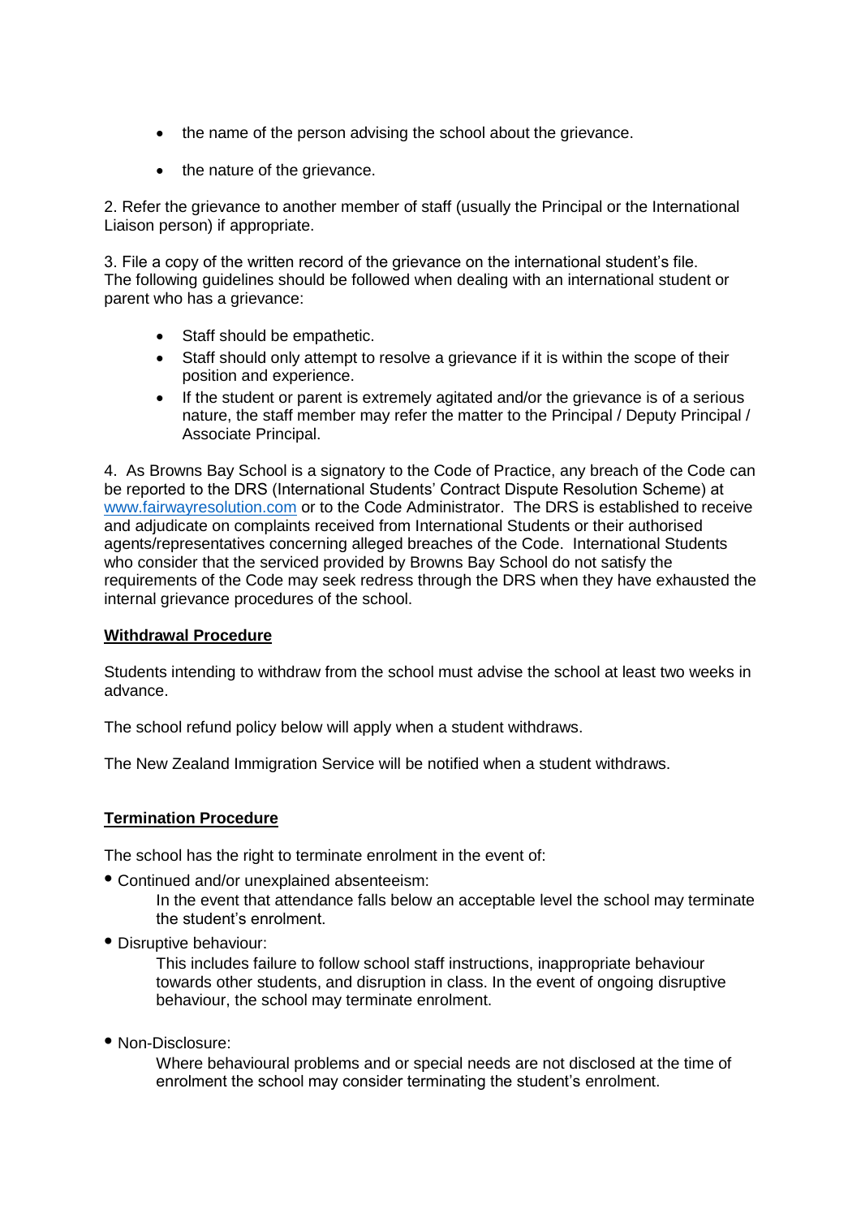- the name of the person advising the school about the grievance.
- the nature of the grievance.

2. Refer the grievance to another member of staff (usually the Principal or the International Liaison person) if appropriate.

3. File a copy of the written record of the grievance on the international student's file.
The following guidelines should be followed when dealing with an international student or parent who has a grievance:

- Staff should be empathetic.
- Staff should only attempt to resolve a grievance if it is within the scope of their position and experience.
- If the student or parent is extremely agitated and/or the grievance is of a serious nature, the staff member may refer the matter to the Principal / Deputy Principal / Associate Principal.

4. As Browns Bay School is a signatory to the Code of Practice, any breach of the Code can be reported to the DRS (International Students' Contract Dispute Resolution Scheme) at [www.fairwayresolution.com](http://www.fairwayresolution.com) or to the Code Administrator. The DRS is established to receive and adjudicate on complaints received from International Students or their authorised agents/representatives concerning alleged breaches of the Code. International Students who consider that the serviced provided by Browns Bay School do not satisfy the requirements of the Code may seek redress through the DRS when they have exhausted the internal grievance procedures of the school.

## Withdrawal Procedure

Students intending to withdraw from the school must advise the school at least two weeks in advance.

The school refund policy below will apply when a student withdraws.

The New Zealand Immigration Service will be notified when a student withdraws.

## Termination Procedure

The school has the right to terminate enrolment in the event of:

- Continued and/or unexplained absenteeism:
  In the event that attendance falls below an acceptable level the school may terminate the student's enrolment.
- Disruptive behaviour:
  This includes failure to follow school staff instructions, inappropriate behaviour towards other students, and disruption in class. In the event of ongoing disruptive behaviour, the school may terminate enrolment.
- Non-Disclosure:
  Where behavioural problems and or special needs are not disclosed at the time of enrolment the school may consider terminating the student's enrolment.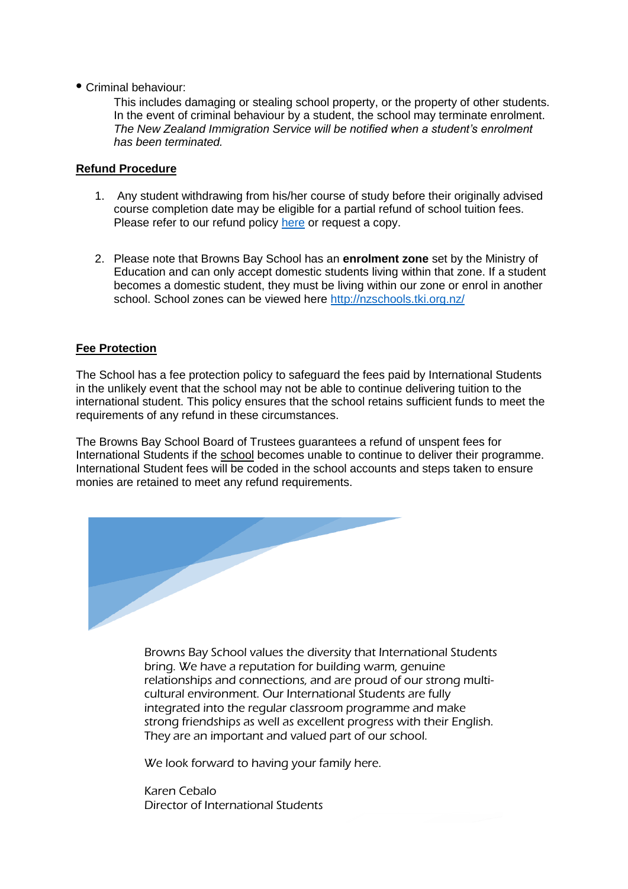- Criminal behaviour:

  This includes damaging or stealing school property, or the property of other students. In the event of criminal behaviour by a student, the school may terminate enrolment. *The New Zealand Immigration Service will be notified when a student's enrolment has been terminated.*

**Refund Procedure**

1. Any student withdrawing from his/her course of study before their originally advised course completion date may be eligible for a partial refund of school tuition fees. Please refer to our refund policy here or request a copy.

2. Please note that Browns Bay School has an **enrolment zone** set by the Ministry of Education and can only accept domestic students living within that zone. If a student becomes a domestic student, they must be living within our zone or enrol in another school. School zones can be viewed here http://nzschools.tki.org.nz/

**Fee Protection**

The School has a fee protection policy to safeguard the fees paid by International Students in the unlikely event that the school may not be able to continue delivering tuition to the international student. This policy ensures that the school retains sufficient funds to meet the requirements of any refund in these circumstances.

The Browns Bay School Board of Trustees guarantees a refund of unspent fees for International Students if the school becomes unable to continue to deliver their programme. International Student fees will be coded in the school accounts and steps taken to ensure monies are retained to meet any refund requirements.

Browns Bay School values the diversity that International Students bring. We have a reputation for building warm, genuine relationships and connections, and are proud of our strong multi-cultural environment. Our International Students are fully integrated into the regular classroom programme and make strong friendships as well as excellent progress with their English. They are an important and valued part of our school.

We look forward to having your family here.

Karen Cebalo
Director of International Students